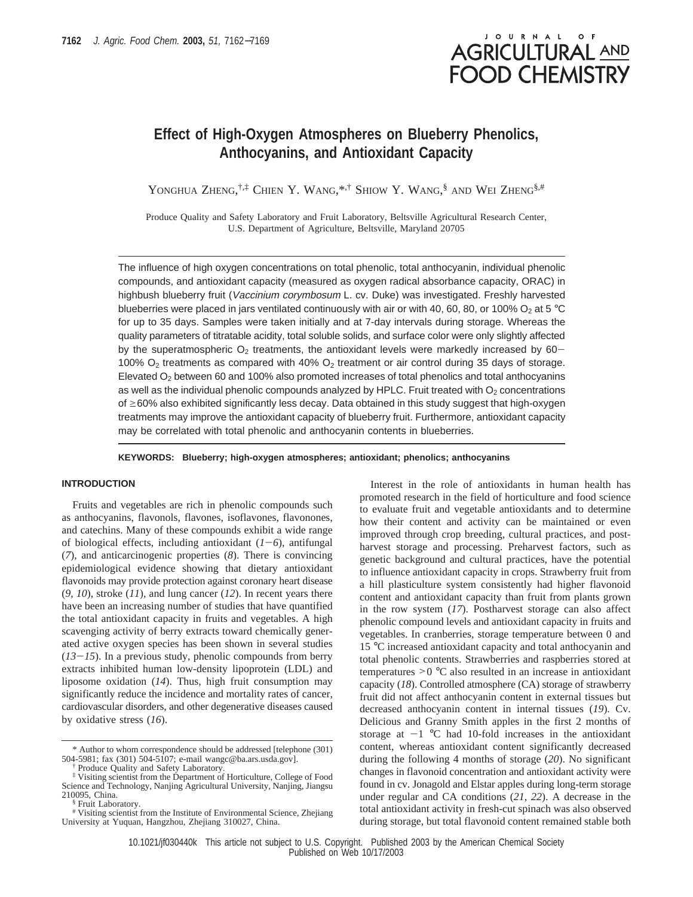# Effect of High-Oxygen Atmospheres on Blueberry Phenolics, Anthocyanins, and Antioxidant Capacity

YONGHUA ZHENG,[†,‡] CHIEN Y. WANG,[*,†] SHIOW Y. WANG,[§] AND WEI ZHENG[§,#]

Produce Quality and Safety Laboratory and Fruit Laboratory, Beltsville Agricultural Research Center, U.S. Department of Agriculture, Beltsville, Maryland 20705

The influence of high oxygen concentrations on total phenolic, total anthocyanin, individual phenolic compounds, and antioxidant capacity (measured as oxygen radical absorbance capacity, ORAC) in highbush blueberry fruit (*Vaccinium corymbosum* L. cv. Duke) was investigated. Freshly harvested blueberries were placed in jars ventilated continuously with air or with 40, 60, 80, or 100% $O_2$ at 5 °C for up to 35 days. Samples were taken initially and at 7-day intervals during storage. Whereas the quality parameters of titratable acidity, total soluble solids, and surface color were only slightly affected by the superatmospheric $O_2$ treatments, the antioxidant levels were markedly increased by 60−100% $O_2$ treatments as compared with 40% $O_2$ treatment or air control during 35 days of storage. Elevated $O_2$ between 60 and 100% also promoted increases of total phenolics and total anthocyanins as well as the individual phenolic compounds analyzed by HPLC. Fruit treated with $O_2$ concentrations of ≥60% also exhibited significantly less decay. Data obtained in this study suggest that high-oxygen treatments may improve the antioxidant capacity of blueberry fruit. Furthermore, antioxidant capacity may be correlated with total phenolic and anthocyanin contents in blueberries.

**KEYWORDS: Blueberry; high-oxygen atmospheres; antioxidant; phenolics; anthocyanins**

## INTRODUCTION

Fruits and vegetables are rich in phenolic compounds such as anthocyanins, flavonols, flavones, isoflavones, flavonones, and catechins. Many of these compounds exhibit a wide range of biological effects, including antioxidant (*1*−*6*), antifungal (*7*), and anticarcinogenic properties (*8*). There is convincing epidemiological evidence showing that dietary antioxidant flavonoids may provide protection against coronary heart disease (*9*, *10*), stroke (*11*), and lung cancer (*12*). In recent years there have been an increasing number of studies that have quantified the total antioxidant capacity in fruits and vegetables. A high scavenging activity of berry extracts toward chemically generated active oxygen species has been shown in several studies (*13*−*15*). In a previous study, phenolic compounds from berry extracts inhibited human low-density lipoprotein (LDL) and liposome oxidation (*14*). Thus, high fruit consumption may significantly reduce the incidence and mortality rates of cancer, cardiovascular disorders, and other degenerative diseases caused by oxidative stress (*16*).

Interest in the role of antioxidants in human health has promoted research in the field of horticulture and food science to evaluate fruit and vegetable antioxidants and to determine how their content and activity can be maintained or even improved through crop breeding, cultural practices, and postharvest storage and processing. Preharvest factors, such as genetic background and cultural practices, have the potential to influence antioxidant capacity in crops. Strawberry fruit from a hill plasticulture system consistently had higher flavonoid content and antioxidant capacity than fruit from plants grown in the row system (*17*). Postharvest storage can also affect phenolic compound levels and antioxidant capacity in fruits and vegetables. In cranberries, storage temperature between 0 and 15 °C increased antioxidant capacity and total anthocyanin and total phenolic contents. Strawberries and raspberries stored at temperatures >0 °C also resulted in an increase in antioxidant capacity (*18*). Controlled atmosphere (CA) storage of strawberry fruit did not affect anthocyanin content in external tissues but decreased anthocyanin content in internal tissues (*19*). Cv. Delicious and Granny Smith apples in the first 2 months of storage at −1 °C had 10-fold increases in the antioxidant content, whereas antioxidant content significantly decreased during the following 4 months of storage (*20*). No significant changes in flavonoid concentration and antioxidant activity were found in cv. Jonagold and Elstar apples during long-term storage under regular and CA conditions (*21*, *22*). A decrease in the total antioxidant activity in fresh-cut spinach was also observed during storage, but total flavonoid content remained stable both

\* Author to whom correspondence should be addressed [telephone (301) 504-5981; fax (301) 504-5107; e-mail wangc@ba.ars.usda.gov].
[†] Produce Quality and Safety Laboratory.
[‡] Visiting scientist from the Department of Horticulture, College of Food Science and Technology, Nanjing Agricultural University, Nanjing, Jiangsu 210095, China.
[§] Fruit Laboratory.
[#] Visiting scientist from the Institute of Environmental Science, Zhejiang University at Yuquan, Hangzhou, Zhejiang 310027, China.

10.1021/jf030440k This article not subject to U.S. Copyright. Published 2003 by the American Chemical Society
Published on Web 10/17/2003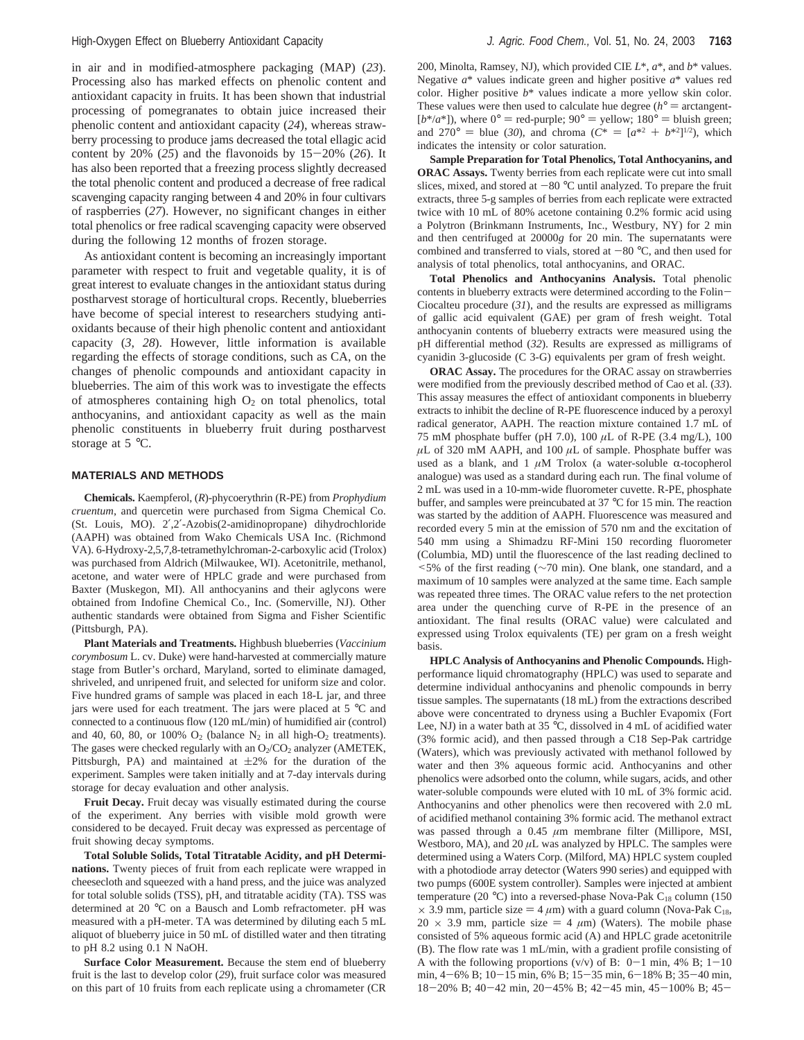in air and in modified-atmosphere packaging (MAP) (*23*). Processing also has marked effects on phenolic content and antioxidant capacity in fruits. It has been shown that industrial processing of pomegranates to obtain juice increased their phenolic content and antioxidant capacity (*24*), whereas strawberry processing to produce jams decreased the total ellagic acid content by 20% (*25*) and the flavonoids by 15−20% (*26*). It has also been reported that a freezing process slightly decreased the total phenolic content and produced a decrease of free radical scavenging capacity ranging between 4 and 20% in four cultivars of raspberries (*27*). However, no significant changes in either total phenolics or free radical scavenging capacity were observed during the following 12 months of frozen storage.

As antioxidant content is becoming an increasingly important parameter with respect to fruit and vegetable quality, it is of great interest to evaluate changes in the antioxidant status during postharvest storage of horticultural crops. Recently, blueberries have become of special interest to researchers studying antioxidants because of their high phenolic content and antioxidant capacity (*3*, *28*). However, little information is available regarding the effects of storage conditions, such as CA, on the changes of phenolic compounds and antioxidant capacity in blueberries. The aim of this work was to investigate the effects of atmospheres containing high $O_2$ on total phenolics, total anthocyanins, and antioxidant capacity as well as the main phenolic constituents in blueberry fruit during postharvest storage at 5 °C.

## MATERIALS AND METHODS

**Chemicals.** Kaempferol, (*R*)-phycoerythrin (R-PE) from *Prophydium cruentum*, and quercetin were purchased from Sigma Chemical Co. (St. Louis, MO). 2′,2′-Azobis(2-amidinopropane) dihydrochloride (AAPH) was obtained from Wako Chemicals USA Inc. (Richmond VA). 6-Hydroxy-2,5,7,8-tetramethylchroman-2-carboxylic acid (Trolox) was purchased from Aldrich (Milwaukee, WI). Acetonitrile, methanol, acetone, and water were of HPLC grade and were purchased from Baxter (Muskegon, MI). All anthocyanins and their aglycons were obtained from Indofine Chemical Co., Inc. (Somerville, NJ). Other authentic standards were obtained from Sigma and Fisher Scientific (Pittsburgh, PA).

**Plant Materials and Treatments.** Highbush blueberries (*Vaccinium corymbosum* L. cv. Duke) were hand-harvested at commercially mature stage from Butler's orchard, Maryland, sorted to eliminate damaged, shriveled, and unripened fruit, and selected for uniform size and color. Five hundred grams of sample was placed in each 18-L jar, and three jars were used for each treatment. The jars were placed at 5 °C and connected to a continuous flow (120 mL/min) of humidified air (control) and 40, 60, 80, or 100% $O_2$ (balance $N_2$ in all high-$O_2$ treatments). The gases were checked regularly with an $O_2$/$CO_2$ analyzer (AMETEK, Pittsburgh, PA) and maintained at ±2% for the duration of the experiment. Samples were taken initially and at 7-day intervals during storage for decay evaluation and other analysis.

**Fruit Decay.** Fruit decay was visually estimated during the course of the experiment. Any berries with visible mold growth were considered to be decayed. Fruit decay was expressed as percentage of fruit showing decay symptoms.

**Total Soluble Solids, Total Titratable Acidity, and pH Determinations.** Twenty pieces of fruit from each replicate were wrapped in cheesecloth and squeezed with a hand press, and the juice was analyzed for total soluble solids (TSS), pH, and titratable acidity (TA). TSS was determined at 20 °C on a Bausch and Lomb refractometer. pH was measured with a pH-meter. TA was determined by diluting each 5 mL aliquot of blueberry juice in 50 mL of distilled water and then titrating to pH 8.2 using 0.1 N NaOH.

**Surface Color Measurement.** Because the stem end of blueberry fruit is the last to develop color (*29*), fruit surface color was measured on this part of 10 fruits from each replicate using a chromameter (CR 200, Minolta, Ramsey, NJ), which provided CIE $L^*$, $a^*$, and $b^*$ values. Negative $a^*$ values indicate green and higher positive $a^*$ values red color. Higher positive $b^*$ values indicate a more yellow skin color. These values were then used to calculate hue degree ($h°$ = arctangent-$[b^*/a^*]$), where 0° = red-purple; 90° = yellow; 180° = bluish green; and 270° = blue (*30*), and chroma ($C^* = [a^{*2} + b^{*2}]^{1/2}$), which indicates the intensity or color saturation.

**Sample Preparation for Total Phenolics, Total Anthocyanins, and ORAC Assays.** Twenty berries from each replicate were cut into small slices, mixed, and stored at −80 °C until analyzed. To prepare the fruit extracts, three 5-g samples of berries from each replicate were extracted twice with 10 mL of 80% acetone containing 0.2% formic acid using a Polytron (Brinkmann Instruments, Inc., Westbury, NY) for 2 min and then centrifuged at 20000*g* for 20 min. The supernatants were combined and transferred to vials, stored at −80 °C, and then used for analysis of total phenolics, total anthocyanins, and ORAC.

**Total Phenolics and Anthocyanins Analysis.** Total phenolic contents in blueberry extracts were determined according to the Folin−Ciocalteu procedure (*31*), and the results are expressed as milligrams of gallic acid equivalent (GAE) per gram of fresh weight. Total anthocyanin contents of blueberry extracts were measured using the pH differential method (*32*). Results are expressed as milligrams of cyanidin 3-glucoside (C 3-G) equivalents per gram of fresh weight.

**ORAC Assay.** The procedures for the ORAC assay on strawberries were modified from the previously described method of Cao et al. (*33*). This assay measures the effect of antioxidant components in blueberry extracts to inhibit the decline of R-PE fluorescence induced by a peroxyl radical generator, AAPH. The reaction mixture contained 1.7 mL of 75 mM phosphate buffer (pH 7.0), 100 μL of R-PE (3.4 mg/L), 100 μL of 320 mM AAPH, and 100 μL of sample. Phosphate buffer was used as a blank, and 1 μM Trolox (a water-soluble α-tocopherol analogue) was used as a standard during each run. The final volume of 2 mL was used in a 10-mm-wide fluorometer cuvette. R-PE, phosphate buffer, and samples were preincubated at 37 °C for 15 min. The reaction was started by the addition of AAPH. Fluorescence was measured and recorded every 5 min at the emission of 570 nm and the excitation of 540 mm using a Shimadzu RF-Mini 150 recording fluorometer (Columbia, MD) until the fluorescence of the last reading declined to <5% of the first reading (∼70 min). One blank, one standard, and a maximum of 10 samples were analyzed at the same time. Each sample was repeated three times. The ORAC value refers to the net protection area under the quenching curve of R-PE in the presence of an antioxidant. The final results (ORAC value) were calculated and expressed using Trolox equivalents (TE) per gram on a fresh weight basis.

**HPLC Analysis of Anthocyanins and Phenolic Compounds.** High-performance liquid chromatography (HPLC) was used to separate and determine individual anthocyanins and phenolic compounds in berry tissue samples. The supernatants (18 mL) from the extractions described above were concentrated to dryness using a Buchler Evapomix (Fort Lee, NJ) in a water bath at 35 °C, dissolved in 4 mL of acidified water (3% formic acid), and then passed through a C18 Sep-Pak cartridge (Waters), which was previously activated with methanol followed by water and then 3% aqueous formic acid. Anthocyanins and other phenolics were adsorbed onto the column, while sugars, acids, and other water-soluble compounds were eluted with 10 mL of 3% formic acid. Anthocyanins and other phenolics were then recovered with 2.0 mL of acidified methanol containing 3% formic acid. The methanol extract was passed through a 0.45 μm membrane filter (Millipore, MSI, Westboro, MA), and 20 μL was analyzed by HPLC. The samples were determined using a Waters Corp. (Milford, MA) HPLC system coupled with a photodiode array detector (Waters 990 series) and equipped with two pumps (600E system controller). Samples were injected at ambient temperature (20 °C) into a reversed-phase Nova-Pak $C_{18}$ column (150 × 3.9 mm, particle size = 4 μm) with a guard column (Nova-Pak $C_{18}$, 20 × 3.9 mm, particle size = 4 μm) (Waters). The mobile phase consisted of 5% aqueous formic acid (A) and HPLC grade acetonitrile (B). The flow rate was 1 mL/min, with a gradient profile consisting of A with the following proportions (v/v) of B: 0−1 min, 4% B; 1−10 min, 4−6% B; 10−15 min, 6% B; 15−35 min, 6−18% B; 35−40 min, 18−20% B; 40−42 min, 20−45% B; 42−45 min, 45−100% B; 45−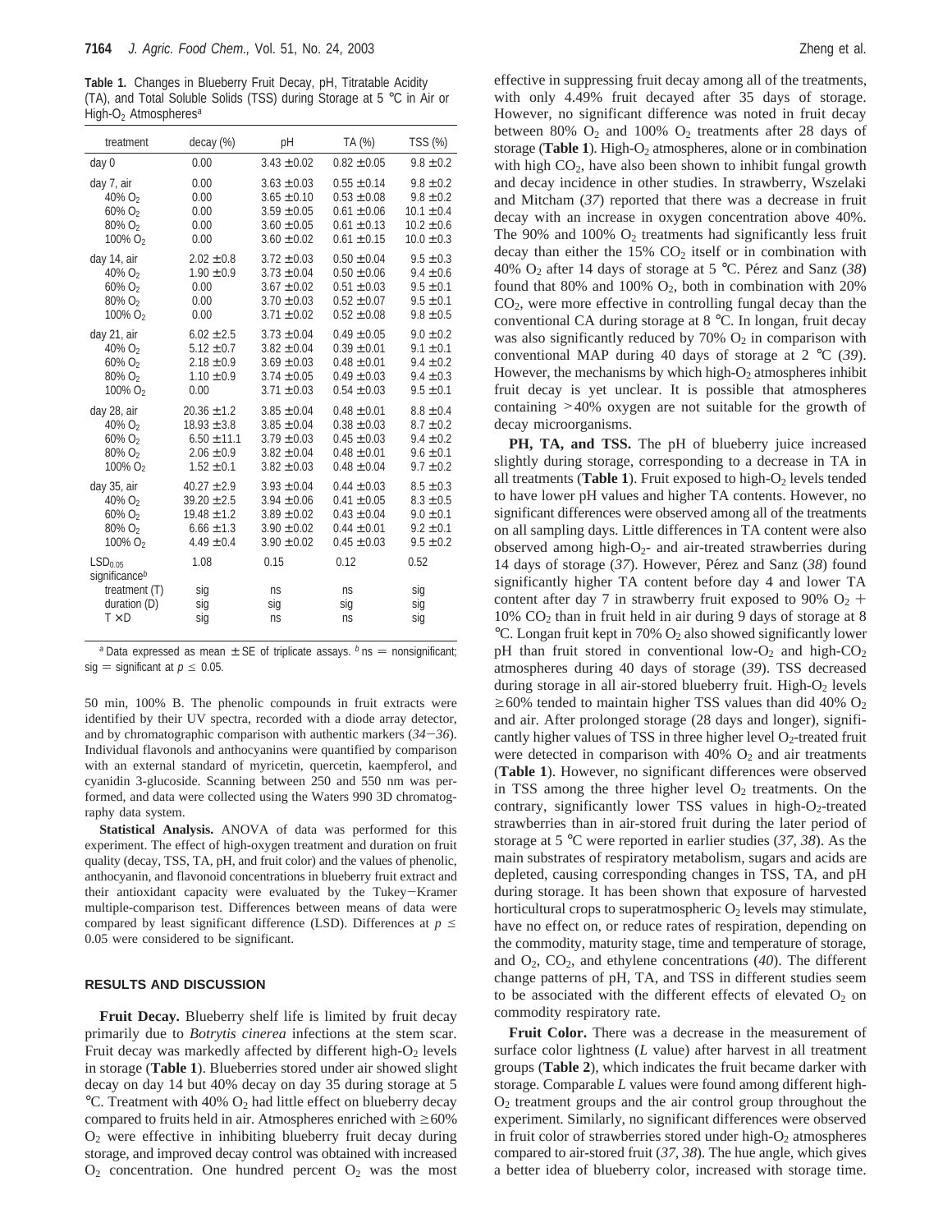**Table 1.** Changes in Blueberry Fruit Decay, pH, Titratable Acidity (TA), and Total Soluble Solids (TSS) during Storage at 5 °C in Air or High-$O_2$ Atmospheres[a]

| treatment | decay (%) | pH | TA (%) | TSS (%) |
|---|---|---|---|---|
| day 0 | 0.00 | 3.43 ± 0.02 | 0.82 ± 0.05 | 9.8 ± 0.2 |
| day 7, air | 0.00 | 3.63 ± 0.03 | 0.55 ± 0.14 | 9.8 ± 0.2 |
| 40% $O_2$ | 0.00 | 3.65 ± 0.10 | 0.53 ± 0.08 | 9.8 ± 0.2 |
| 60% $O_2$ | 0.00 | 3.59 ± 0.05 | 0.61 ± 0.06 | 10.1 ± 0.4 |
| 80% $O_2$ | 0.00 | 3.60 ± 0.05 | 0.61 ± 0.13 | 10.2 ± 0.6 |
| 100% $O_2$ | 0.00 | 3.60 ± 0.02 | 0.61 ± 0.15 | 10.0 ± 0.3 |
| day 14, air | 2.02 ± 0.8 | 3.72 ± 0.03 | 0.50 ± 0.04 | 9.5 ± 0.3 |
| 40% $O_2$ | 1.90 ± 0.9 | 3.73 ± 0.04 | 0.50 ± 0.06 | 9.4 ± 0.6 |
| 60% $O_2$ | 0.00 | 3.67 ± 0.02 | 0.51 ± 0.03 | 9.5 ± 0.1 |
| 80% $O_2$ | 0.00 | 3.70 ± 0.03 | 0.52 ± 0.07 | 9.5 ± 0.1 |
| 100% $O_2$ | 0.00 | 3.71 ± 0.02 | 0.52 ± 0.08 | 9.8 ± 0.5 |
| day 21, air | 6.02 ± 2.5 | 3.73 ± 0.04 | 0.49 ± 0.05 | 9.0 ± 0.2 |
| 40% $O_2$ | 5.12 ± 0.7 | 3.82 ± 0.04 | 0.39 ± 0.01 | 9.1 ± 0.1 |
| 60% $O_2$ | 2.18 ± 0.9 | 3.69 ± 0.03 | 0.48 ± 0.01 | 9.4 ± 0.2 |
| 80% $O_2$ | 1.10 ± 0.9 | 3.74 ± 0.05 | 0.49 ± 0.03 | 9.4 ± 0.3 |
| 100% $O_2$ | 0.00 | 3.71 ± 0.03 | 0.54 ± 0.03 | 9.5 ± 0.1 |
| day 28, air | 20.36 ± 1.2 | 3.85 ± 0.04 | 0.48 ± 0.01 | 8.8 ± 0.4 |
| 40% $O_2$ | 18.93 ± 3.8 | 3.85 ± 0.04 | 0.38 ± 0.03 | 8.7 ± 0.2 |
| 60% $O_2$ | 6.50 ± 11.1 | 3.79 ± 0.03 | 0.45 ± 0.03 | 9.4 ± 0.2 |
| 80% $O_2$ | 2.06 ± 0.9 | 3.82 ± 0.04 | 0.48 ± 0.01 | 9.6 ± 0.1 |
| 100% $O_2$ | 1.52 ± 0.1 | 3.82 ± 0.03 | 0.48 ± 0.04 | 9.7 ± 0.2 |
| day 35, air | 40.27 ± 2.9 | 3.93 ± 0.04 | 0.44 ± 0.03 | 8.5 ± 0.3 |
| 40% $O_2$ | 39.20 ± 2.5 | 3.94 ± 0.06 | 0.41 ± 0.05 | 8.3 ± 0.5 |
| 60% $O_2$ | 19.48 ± 1.2 | 3.89 ± 0.02 | 0.43 ± 0.04 | 9.0 ± 0.1 |
| 80% $O_2$ | 6.66 ± 1.3 | 3.90 ± 0.02 | 0.44 ± 0.01 | 9.2 ± 0.1 |
| 100% $O_2$ | 4.49 ± 0.4 | 3.90 ± 0.02 | 0.45 ± 0.03 | 9.5 ± 0.2 |
| $LSD_{0.05}$ | 1.08 | 0.15 | 0.12 | 0.52 |
| significance[b] | | | | |
| treatment (T) | sig | ns | ns | sig |
| duration (D) | sig | sig | sig | sig |
| T × D | sig | ns | ns | sig |

[a] Data expressed as mean ± SE of triplicate assays. [b] ns = nonsignificant; sig = significant at $p \leq 0.05$.

50 min, 100% B. The phenolic compounds in fruit extracts were identified by their UV spectra, recorded with a diode array detector, and by chromatographic comparison with authentic markers (*34*−*36*). Individual flavonols and anthocyanins were quantified by comparison with an external standard of myricetin, quercetin, kaempferol, and cyanidin 3-glucoside. Scanning between 250 and 550 nm was performed, and data were collected using the Waters 990 3D chromatography data system.

**Statistical Analysis.** ANOVA of data was performed for this experiment. The effect of high-oxygen treatment and duration on fruit quality (decay, TSS, TA, pH, and fruit color) and the values of phenolic, anthocyanin, and flavonoid concentrations in blueberry fruit extract and their antioxidant capacity were evaluated by the Tukey−Kramer multiple-comparison test. Differences between means of data were compared by least significant difference (LSD). Differences at $p \leq 0.05$ were considered to be significant.

## RESULTS AND DISCUSSION

**Fruit Decay.** Blueberry shelf life is limited by fruit decay primarily due to *Botrytis cinerea* infections at the stem scar. Fruit decay was markedly affected by different high-$O_2$ levels in storage (**Table 1**). Blueberries stored under air showed slight decay on day 14 but 40% decay on day 35 during storage at 5 °C. Treatment with 40% $O_2$ had little effect on blueberry decay compared to fruits held in air. Atmospheres enriched with ≥60% $O_2$ were effective in inhibiting blueberry fruit decay during storage, and improved decay control was obtained with increased $O_2$ concentration. One hundred percent $O_2$ was the most effective in suppressing fruit decay among all of the treatments, with only 4.49% fruit decayed after 35 days of storage. However, no significant difference was noted in fruit decay between 80% $O_2$ and 100% $O_2$ treatments after 28 days of storage (**Table 1**). High-$O_2$ atmospheres, alone or in combination with high $CO_2$, have also been shown to inhibit fungal growth and decay incidence in other studies. In strawberry, Wszelaki and Mitcham (*37*) reported that there was a decrease in fruit decay with an increase in oxygen concentration above 40%. The 90% and 100% $O_2$ treatments had significantly less fruit decay than either the 15% $CO_2$ itself or in combination with 40% $O_2$ after 14 days of storage at 5 °C. Pérez and Sanz (*38*) found that 80% and 100% $O_2$, both in combination with 20% $CO_2$, were more effective in controlling fungal decay than the conventional CA during storage at 8 °C. In longan, fruit decay was also significantly reduced by 70% $O_2$ in comparison with conventional MAP during 40 days of storage at 2 °C (*39*). However, the mechanisms by which high-$O_2$ atmospheres inhibit fruit decay is yet unclear. It is possible that atmospheres containing >40% oxygen are not suitable for the growth of decay microorganisms.

**PH, TA, and TSS.** The pH of blueberry juice increased slightly during storage, corresponding to a decrease in TA in all treatments (**Table 1**). Fruit exposed to high-$O_2$ levels tended to have lower pH values and higher TA contents. However, no significant differences were observed among all of the treatments on all sampling days. Little differences in TA content were also observed among high-$O_2$- and air-treated strawberries during 14 days of storage (*37*). However, Pérez and Sanz (*38*) found significantly higher TA content before day 4 and lower TA content after day 7 in strawberry fruit exposed to 90% $O_2$ + 10% $CO_2$ than in fruit held in air during 9 days of storage at 8 °C. Longan fruit kept in 70% $O_2$ also showed significantly lower pH than fruit stored in conventional low-$O_2$ and high-$CO_2$ atmospheres during 40 days of storage (*39*). TSS decreased during storage in all air-stored blueberry fruit. High-$O_2$ levels ≥60% tended to maintain higher TSS values than did 40% $O_2$ and air. After prolonged storage (28 days and longer), significantly higher values of TSS in three higher level $O_2$-treated fruit were detected in comparison with 40% $O_2$ and air treatments (**Table 1**). However, no significant differences were observed in TSS among the three higher level $O_2$ treatments. On the contrary, significantly lower TSS values in high-$O_2$-treated strawberries than in air-stored fruit during the later period of storage at 5 °C were reported in earlier studies (*37*, *38*). As the main substrates of respiratory metabolism, sugars and acids are depleted, causing corresponding changes in TSS, TA, and pH during storage. It has been shown that exposure of harvested horticultural crops to superatmospheric $O_2$ levels may stimulate, have no effect on, or reduce rates of respiration, depending on the commodity, maturity stage, time and temperature of storage, and $O_2$, $CO_2$, and ethylene concentrations (*40*). The different change patterns of pH, TA, and TSS in different studies seem to be associated with the different effects of elevated $O_2$ on commodity respiratory rate.

**Fruit Color.** There was a decrease in the measurement of surface color lightness (*L* value) after harvest in all treatment groups (**Table 2**), which indicates the fruit became darker with storage. Comparable *L* values were found among different high-$O_2$ treatment groups and the air control group throughout the experiment. Similarly, no significant differences were observed in fruit color of strawberries stored under high-$O_2$ atmospheres compared to air-stored fruit (*37*, *38*). The hue angle, which gives a better idea of blueberry color, increased with storage time.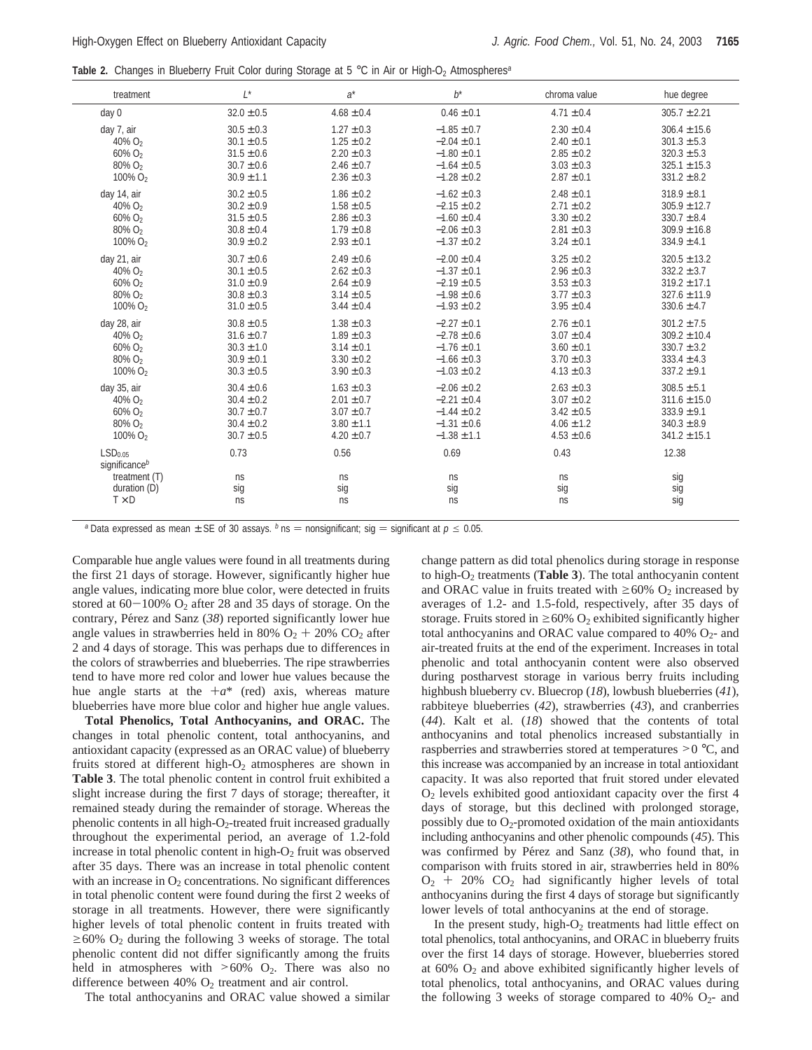**Table 2.** Changes in Blueberry Fruit Color during Storage at 5 °C in Air or High-$O_2$ Atmospheres[a]

| treatment | $L^*$ | $a^*$ | $b^*$ | chroma value | hue degree |
|---|---|---|---|---|---|
| day 0 | 32.0 ± 0.5 | 4.68 ± 0.4 | 0.46 ± 0.1 | 4.71 ± 0.4 | 305.7 ± 2.21 |
| day 7, air | 30.5 ± 0.3 | 1.27 ± 0.3 | −1.85 ± 0.7 | 2.30 ± 0.4 | 306.4 ± 15.6 |
| 40% $O_2$ | 30.1 ± 0.5 | 1.25 ± 0.2 | −2.04 ± 0.1 | 2.40 ± 0.1 | 301.3 ± 5.3 |
| 60% $O_2$ | 31.5 ± 0.6 | 2.20 ± 0.3 | −1.80 ± 0.1 | 2.85 ± 0.2 | 320.3 ± 5.3 |
| 80% $O_2$ | 30.7 ± 0.6 | 2.46 ± 0.7 | −1.64 ± 0.5 | 3.03 ± 0.3 | 325.1 ± 15.3 |
| 100% $O_2$ | 30.9 ± 1.1 | 2.36 ± 0.3 | −1.28 ± 0.2 | 2.87 ± 0.1 | 331.2 ± 8.2 |
| day 14, air | 30.2 ± 0.5 | 1.86 ± 0.2 | −1.62 ± 0.3 | 2.48 ± 0.1 | 318.9 ± 8.1 |
| 40% $O_2$ | 30.2 ± 0.9 | 1.58 ± 0.5 | −2.15 ± 0.2 | 2.71 ± 0.2 | 305.9 ± 12.7 |
| 60% $O_2$ | 31.5 ± 0.5 | 2.86 ± 0.3 | −1.60 ± 0.4 | 3.30 ± 0.2 | 330.7 ± 8.4 |
| 80% $O_2$ | 30.8 ± 0.4 | 1.79 ± 0.8 | −2.06 ± 0.3 | 2.81 ± 0.3 | 309.9 ± 16.8 |
| 100% $O_2$ | 30.9 ± 0.2 | 2.93 ± 0.1 | −1.37 ± 0.2 | 3.24 ± 0.1 | 334.9 ± 4.1 |
| day 21, air | 30.7 ± 0.6 | 2.49 ± 0.6 | −2.00 ± 0.4 | 3.25 ± 0.2 | 320.5 ± 13.2 |
| 40% $O_2$ | 30.1 ± 0.5 | 2.62 ± 0.3 | −1.37 ± 0.1 | 2.96 ± 0.3 | 332.2 ± 3.7 |
| 60% $O_2$ | 31.0 ± 0.9 | 2.64 ± 0.9 | −2.19 ± 0.5 | 3.53 ± 0.3 | 319.2 ± 17.1 |
| 80% $O_2$ | 30.8 ± 0.3 | 3.14 ± 0.5 | −1.98 ± 0.6 | 3.77 ± 0.3 | 327.6 ± 11.9 |
| 100% $O_2$ | 31.0 ± 0.5 | 3.44 ± 0.4 | −1.93 ± 0.2 | 3.95 ± 0.4 | 330.6 ± 4.7 |
| day 28, air | 30.8 ± 0.5 | 1.38 ± 0.3 | −2.27 ± 0.1 | 2.76 ± 0.1 | 301.2 ± 7.5 |
| 40% $O_2$ | 31.6 ± 0.7 | 1.89 ± 0.3 | −2.78 ± 0.6 | 3.07 ± 0.4 | 309.2 ± 10.4 |
| 60% $O_2$ | 30.3 ± 1.0 | 3.14 ± 0.1 | −1.76 ± 0.1 | 3.60 ± 0.1 | 330.7 ± 3.2 |
| 80% $O_2$ | 30.9 ± 0.1 | 3.30 ± 0.2 | −1.66 ± 0.3 | 3.70 ± 0.3 | 333.4 ± 4.3 |
| 100% $O_2$ | 30.3 ± 0.5 | 3.90 ± 0.3 | −1.03 ± 0.2 | 4.13 ± 0.3 | 337.2 ± 9.1 |
| day 35, air | 30.4 ± 0.6 | 1.63 ± 0.3 | −2.06 ± 0.2 | 2.63 ± 0.3 | 308.5 ± 5.1 |
| 40% $O_2$ | 30.4 ± 0.2 | 2.01 ± 0.7 | −2.21 ± 0.4 | 3.07 ± 0.2 | 311.6 ± 15.0 |
| 60% $O_2$ | 30.7 ± 0.7 | 3.07 ± 0.7 | −1.44 ± 0.2 | 3.42 ± 0.5 | 333.9 ± 9.1 |
| 80% $O_2$ | 30.4 ± 0.2 | 3.80 ± 1.1 | −1.31 ± 0.6 | 4.06 ± 1.2 | 340.3 ± 8.9 |
| 100% $O_2$ | 30.7 ± 0.5 | 4.20 ± 0.7 | −1.38 ± 1.1 | 4.53 ± 0.6 | 341.2 ± 15.1 |
| $LSD_{0.05}$ | 0.73 | 0.56 | 0.69 | 0.43 | 12.38 |
| significance[b] | | | | | |
| treatment (T) | ns | ns | ns | ns | sig |
| duration (D) | sig | sig | sig | sig | sig |
| T × D | ns | ns | ns | ns | sig |

[a] Data expressed as mean ± SE of 30 assays. [b] ns = nonsignificant; sig = significant at $p \leq 0.05$.

Comparable hue angle values were found in all treatments during the first 21 days of storage. However, significantly higher hue angle values, indicating more blue color, were detected in fruits stored at 60−100% $O_2$ after 28 and 35 days of storage. On the contrary, Pérez and Sanz (*38*) reported significantly lower hue angle values in strawberries held in 80% $O_2$ + 20% $CO_2$ after 2 and 4 days of storage. This was perhaps due to differences in the colors of strawberries and blueberries. The ripe strawberries tend to have more red color and lower hue values because the hue angle starts at the $+a^*$ (red) axis, whereas mature blueberries have more blue color and higher hue angle values.

**Total Phenolics, Total Anthocyanins, and ORAC.** The changes in total phenolic content, total anthocyanins, and antioxidant capacity (expressed as an ORAC value) of blueberry fruits stored at different high-$O_2$ atmospheres are shown in **Table 3**. The total phenolic content in control fruit exhibited a slight increase during the first 7 days of storage; thereafter, it remained steady during the remainder of storage. Whereas the phenolic contents in all high-$O_2$-treated fruit increased gradually throughout the experimental period, an average of 1.2-fold increase in total phenolic content in high-$O_2$ fruit was observed after 35 days. There was an increase in total phenolic content with an increase in $O_2$ concentrations. No significant differences in total phenolic content were found during the first 2 weeks of storage in all treatments. However, there were significantly higher levels of total phenolic content in fruits treated with ≥60% $O_2$ during the following 3 weeks of storage. The total phenolic content did not differ significantly among the fruits held in atmospheres with >60% $O_2$. There was also no difference between 40% $O_2$ treatment and air control.

The total anthocyanins and ORAC value showed a similar change pattern as did total phenolics during storage in response to high-$O_2$ treatments (**Table 3**). The total anthocyanin content and ORAC value in fruits treated with ≥60% $O_2$ increased by averages of 1.2- and 1.5-fold, respectively, after 35 days of storage. Fruits stored in ≥60% $O_2$ exhibited significantly higher total anthocyanins and ORAC value compared to 40% $O_2$- and air-treated fruits at the end of the experiment. Increases in total phenolic and total anthocyanin content were also observed during postharvest storage in various berry fruits including highbush blueberry cv. Bluecrop (*18*), lowbush blueberries (*41*), rabbiteye blueberries (*42*), strawberries (*43*), and cranberries (*44*). Kalt et al. (*18*) showed that the contents of total anthocyanins and total phenolics increased substantially in raspberries and strawberries stored at temperatures >0 °C, and this increase was accompanied by an increase in total antioxidant capacity. It was also reported that fruit stored under elevated $O_2$ levels exhibited good antioxidant capacity over the first 4 days of storage, but this declined with prolonged storage, possibly due to $O_2$-promoted oxidation of the main antioxidants including anthocyanins and other phenolic compounds (*45*). This was confirmed by Pérez and Sanz (*38*), who found that, in comparison with fruits stored in air, strawberries held in 80% $O_2$ + 20% $CO_2$ had significantly higher levels of total anthocyanins during the first 4 days of storage but significantly lower levels of total anthocyanins at the end of storage.

In the present study, high-$O_2$ treatments had little effect on total phenolics, total anthocyanins, and ORAC in blueberry fruits over the first 14 days of storage. However, blueberries stored at 60% $O_2$ and above exhibited significantly higher levels of total phenolics, total anthocyanins, and ORAC values during the following 3 weeks of storage compared to 40% $O_2$- and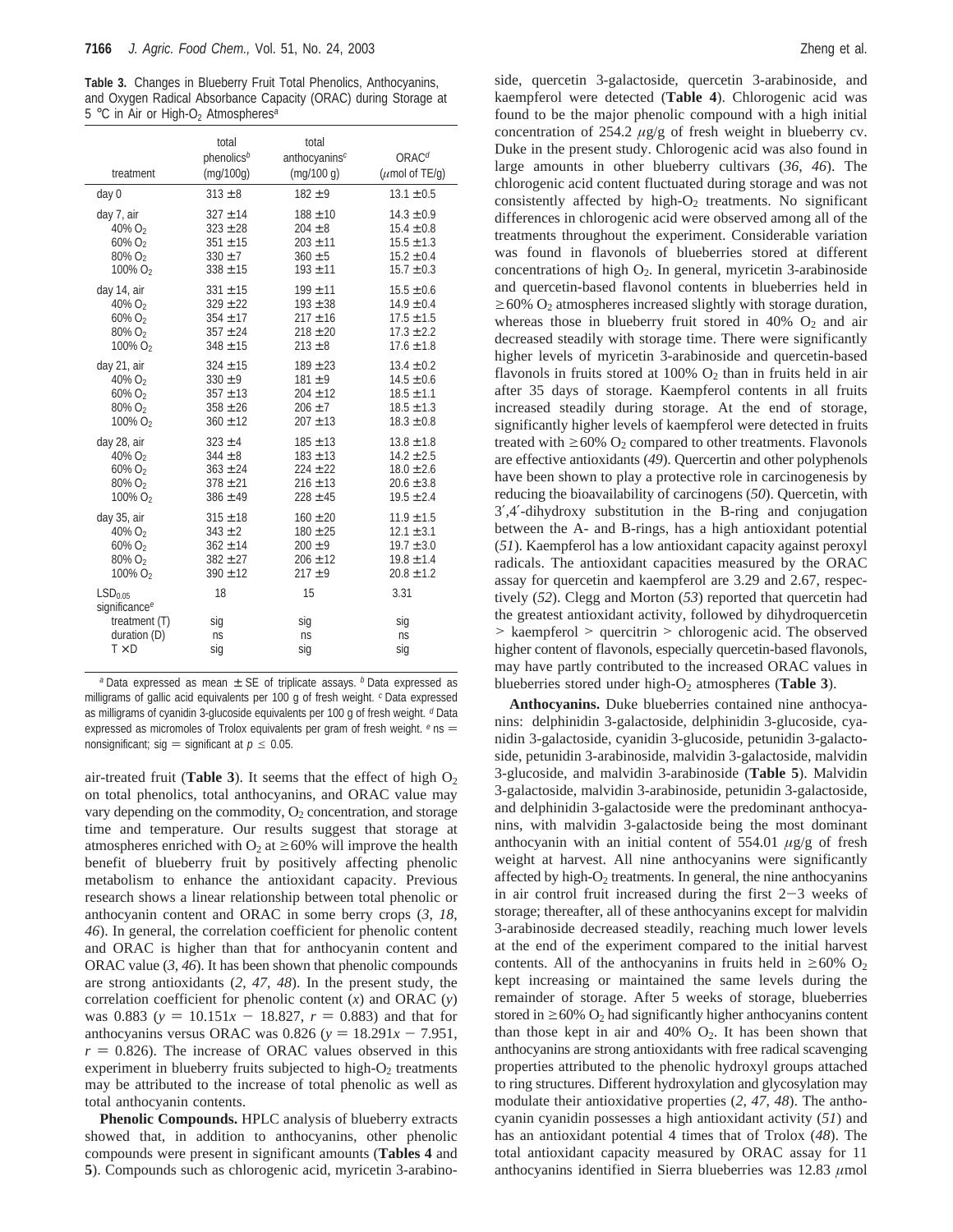**Table 3.** Changes in Blueberry Fruit Total Phenolics, Anthocyanins, and Oxygen Radical Absorbance Capacity (ORAC) during Storage at 5 °C in Air or High-$O_2$ Atmospheres[a]

| treatment | total phenolics[b] (mg/100g) | total anthocyanins[c] (mg/100 g) | ORAC[d] ($\mu$mol of TE/g) |
|---|---|---|---|
| day 0 | 313 ± 8 | 182 ± 9 | 13.1 ± 0.5 |
| day 7, air | 327 ± 14 | 188 ± 10 | 14.3 ± 0.9 |
| 40% $O_2$ | 323 ± 28 | 204 ± 8 | 15.4 ± 0.8 |
| 60% $O_2$ | 351 ± 15 | 203 ± 11 | 15.5 ± 1.3 |
| 80% $O_2$ | 330 ± 7 | 360 ± 5 | 15.2 ± 0.4 |
| 100% $O_2$ | 338 ± 15 | 193 ± 11 | 15.7 ± 0.3 |
| day 14, air | 331 ± 15 | 199 ± 11 | 15.5 ± 0.6 |
| 40% $O_2$ | 329 ± 22 | 193 ± 38 | 14.9 ± 0.4 |
| 60% $O_2$ | 354 ± 17 | 217 ± 16 | 17.5 ± 1.5 |
| 80% $O_2$ | 357 ± 24 | 218 ± 20 | 17.3 ± 2.2 |
| 100% $O_2$ | 348 ± 15 | 213 ± 8 | 17.6 ± 1.8 |
| day 21, air | 324 ± 15 | 189 ± 23 | 13.4 ± 0.2 |
| 40% $O_2$ | 330 ± 9 | 181 ± 9 | 14.5 ± 0.6 |
| 60% $O_2$ | 357 ± 13 | 204 ± 12 | 18.5 ± 1.1 |
| 80% $O_2$ | 358 ± 26 | 206 ± 7 | 18.5 ± 1.3 |
| 100% $O_2$ | 360 ± 12 | 207 ± 13 | 18.3 ± 0.8 |
| day 28, air | 323 ± 4 | 185 ± 13 | 13.8 ± 1.8 |
| 40% $O_2$ | 344 ± 8 | 183 ± 13 | 14.2 ± 2.5 |
| 60% $O_2$ | 363 ± 24 | 224 ± 22 | 18.0 ± 2.6 |
| 80% $O_2$ | 378 ± 21 | 216 ± 13 | 20.6 ± 3.8 |
| 100% $O_2$ | 386 ± 49 | 228 ± 45 | 19.5 ± 2.4 |
| day 35, air | 315 ± 18 | 160 ± 20 | 11.9 ± 1.5 |
| 40% $O_2$ | 343 ± 2 | 180 ± 25 | 12.1 ± 3.1 |
| 60% $O_2$ | 362 ± 14 | 200 ± 9 | 19.7 ± 3.0 |
| 80% $O_2$ | 382 ± 27 | 206 ± 12 | 19.8 ± 1.4 |
| 100% $O_2$ | 390 ± 12 | 217 ± 9 | 20.8 ± 1.2 |
| $LSD_{0.05}$ | 18 | 15 | 3.31 |
| significance[e] | | | |
| treatment (T) | sig | sig | sig |
| duration (D) | ns | ns | ns |
| T × D | sig | sig | sig |

[a] Data expressed as mean ± SE of triplicate assays. [b] Data expressed as milligrams of gallic acid equivalents per 100 g of fresh weight. [c] Data expressed as milligrams of cyanidin 3-glucoside equivalents per 100 g of fresh weight. [d] Data expressed as micromoles of Trolox equivalents per gram of fresh weight. [e] ns = nonsignificant; sig = significant at $p \leq 0.05$.

air-treated fruit (**Table 3**). It seems that the effect of high $O_2$ on total phenolics, total anthocyanins, and ORAC value may vary depending on the commodity, $O_2$ concentration, and storage time and temperature. Our results suggest that storage at atmospheres enriched with $O_2$ at ≥60% will improve the health benefit of blueberry fruit by positively affecting phenolic metabolism to enhance the antioxidant capacity. Previous research shows a linear relationship between total phenolic or anthocyanin content and ORAC in some berry crops (*3*, *18*, *46*). In general, the correlation coefficient for phenolic content and ORAC is higher than that for anthocyanin content and ORAC value (*3*, *46*). It has been shown that phenolic compounds are strong antioxidants (*2*, *47*, *48*). In the present study, the correlation coefficient for phenolic content ($x$) and ORAC ($y$) was 0.883 ($y = 10.151x - 18.827$, $r = 0.883$) and that for anthocyanins versus ORAC was 0.826 ($y = 18.291x - 7.951$, $r = 0.826$). The increase of ORAC values observed in this experiment in blueberry fruits subjected to high-$O_2$ treatments may be attributed to the increase of total phenolic as well as total anthocyanin contents.

**Phenolic Compounds.** HPLC analysis of blueberry extracts showed that, in addition to anthocyanins, other phenolic compounds were present in significant amounts (**Tables 4** and **5**). Compounds such as chlorogenic acid, myricetin 3-arabinoside, quercetin 3-galactoside, quercetin 3-arabinoside, and kaempferol were detected (**Table 4**). Chlorogenic acid was found to be the major phenolic compound with a high initial concentration of 254.2 $\mu$g/g of fresh weight in blueberry cv. Duke in the present study. Chlorogenic acid was also found in large amounts in other blueberry cultivars (*36*, *46*). The chlorogenic acid content fluctuated during storage and was not consistently affected by high-$O_2$ treatments. No significant differences in chlorogenic acid were observed among all of the treatments throughout the experiment. Considerable variation was found in flavonols of blueberries stored at different concentrations of high $O_2$. In general, myricetin 3-arabinoside and quercetin-based flavonol contents in blueberries held in ≥60% $O_2$ atmospheres increased slightly with storage duration, whereas those in blueberry fruit stored in 40% $O_2$ and air decreased steadily with storage time. There were significantly higher levels of myricetin 3-arabinoside and quercetin-based flavonols in fruits stored at 100% $O_2$ than in fruits held in air after 35 days of storage. Kaempferol contents in all fruits increased steadily during storage. At the end of storage, significantly higher levels of kaempferol were detected in fruits treated with ≥60% $O_2$ compared to other treatments. Flavonols are effective antioxidants (*49*). Quercertin and other polyphenols have been shown to play a protective role in carcinogenesis by reducing the bioavailability of carcinogens (*50*). Quercetin, with 3′,4′-dihydroxy substitution in the B-ring and conjugation between the A- and B-rings, has a high antioxidant potential (*51*). Kaempferol has a low antioxidant capacity against peroxyl radicals. The antioxidant capacities measured by the ORAC assay for quercetin and kaempferol are 3.29 and 2.67, respectively (*52*). Clegg and Morton (*53*) reported that quercetin had the greatest antioxidant activity, followed by dihydroquercetin > kaempferol > quercitrin > chlorogenic acid. The observed higher content of flavonols, especially quercetin-based flavonols, may have partly contributed to the increased ORAC values in blueberries stored under high-$O_2$ atmospheres (**Table 3**).

**Anthocyanins.** Duke blueberries contained nine anthocyanins: delphinidin 3-galactoside, delphinidin 3-glucoside, cyanidin 3-galactoside, cyanidin 3-glucoside, petunidin 3-galactoside, petunidin 3-arabinoside, malvidin 3-galactoside, malvidin 3-glucoside, and malvidin 3-arabinoside (**Table 5**). Malvidin 3-galactoside, malvidin 3-arabinoside, petunidin 3-galactoside, and delphinidin 3-galactoside were the predominant anthocyanins, with malvidin 3-galactoside being the most dominant anthocyanin with an initial content of 554.01 $\mu$g/g of fresh weight at harvest. All nine anthocyanins were significantly affected by high-$O_2$ treatments. In general, the nine anthocyanins in air control fruit increased during the first 2−3 weeks of storage; thereafter, all of these anthocyanins except for malvidin 3-arabinoside decreased steadily, reaching much lower levels at the end of the experiment compared to the initial harvest contents. All of the anthocyanins in fruits held in ≥60% $O_2$ kept increasing or maintained the same levels during the remainder of storage. After 5 weeks of storage, blueberries stored in ≥60% $O_2$ had significantly higher anthocyanins content than those kept in air and 40% $O_2$. It has been shown that anthocyanins are strong antioxidants with free radical scavenging properties attributed to the phenolic hydroxyl groups attached to ring structures. Different hydroxylation and glycosylation may modulate their antioxidative properties (*2*, *47*, *48*). The anthocyanin cyanidin possesses a high antioxidant activity (*51*) and has an antioxidant potential 4 times that of Trolox (*48*). The total antioxidant capacity measured by ORAC assay for 11 anthocyanins identified in Sierra blueberries was 12.83 $\mu$mol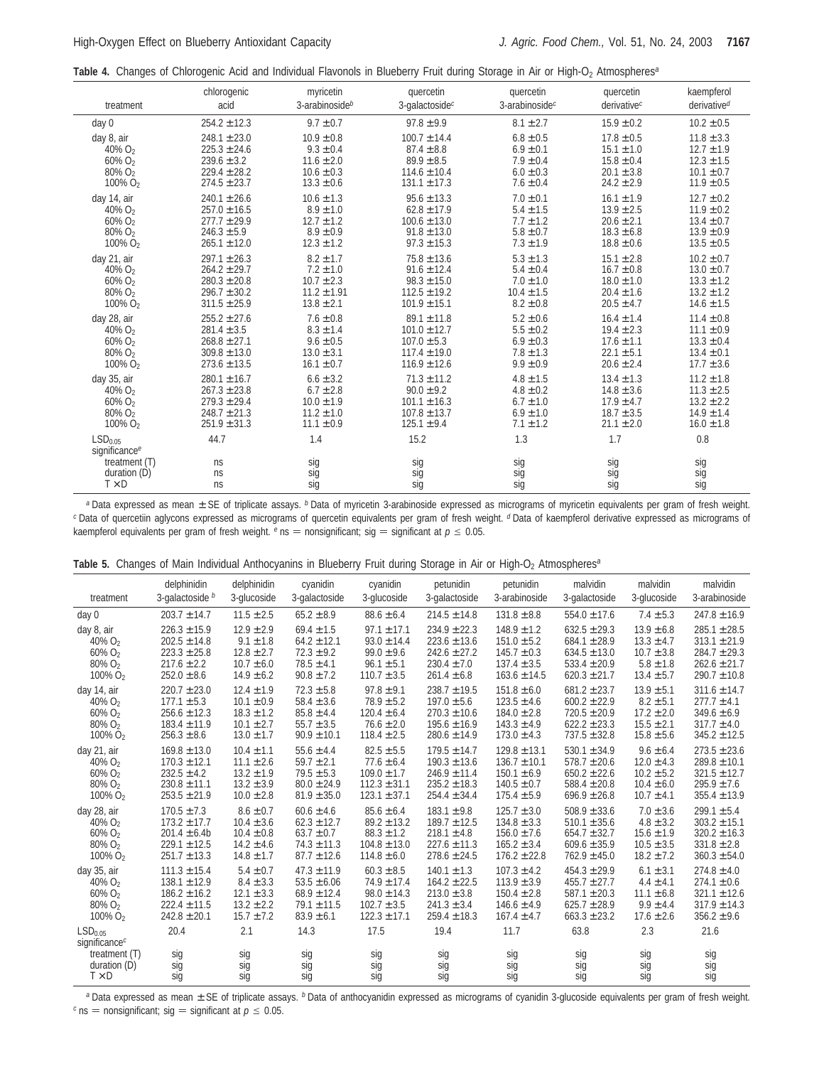**Table 4.** Changes of Chlorogenic Acid and Individual Flavonols in Blueberry Fruit during Storage in Air or High-$O_2$ Atmospheres[a]

| treatment | chlorogenic acid | myricetin 3-arabinoside[b] | quercetin 3-galactoside[c] | quercetin 3-arabinoside[c] | quercetin derivative[c] | kaempferol derivative[d] |
|---|---|---|---|---|---|---|
| day 0 | 254.2 ± 12.3 | 9.7 ± 0.7 | 97.8 ± 9.9 | 8.1 ± 2.7 | 15.9 ± 0.2 | 10.2 ± 0.5 |
| day 8, air | 248.1 ± 23.0 | 10.9 ± 0.8 | 100.7 ± 14.4 | 6.8 ± 0.5 | 17.8 ± 0.5 | 11.8 ± 3.3 |
| 40% $O_2$ | 225.3 ± 24.6 | 9.3 ± 0.4 | 87.4 ± 8.8 | 6.9 ± 0.1 | 15.1 ± 1.0 | 12.7 ± 1.9 |
| 60% $O_2$ | 239.6 ± 3.2 | 11.6 ± 2.0 | 89.9 ± 8.5 | 7.9 ± 0.4 | 15.8 ± 0.4 | 12.3 ± 1.5 |
| 80% $O_2$ | 229.4 ± 28.2 | 10.6 ± 0.3 | 114.6 ± 10.4 | 6.0 ± 0.3 | 20.1 ± 3.8 | 10.1 ± 0.7 |
| 100% $O_2$ | 274.5 ± 23.7 | 13.3 ± 0.6 | 131.1 ± 17.3 | 7.6 ± 0.4 | 24.2 ± 2.9 | 11.9 ± 0.5 |
| day 14, air | 240.1 ± 26.6 | 10.6 ± 1.3 | 95.6 ± 13.3 | 7.0 ± 0.1 | 16.1 ± 1.9 | 12.7 ± 0.2 |
| 40% $O_2$ | 257.0 ± 16.5 | 8.9 ± 1.0 | 62.8 ± 17.9 | 5.4 ± 1.5 | 13.9 ± 2.5 | 11.9 ± 0.2 |
| 60% $O_2$ | 277.7 ± 29.9 | 12.7 ± 1.2 | 100.6 ± 13.0 | 7.7 ± 1.2 | 20.6 ± 2.1 | 13.4 ± 0.7 |
| 80% $O_2$ | 246.3 ± 5.9 | 8.9 ± 0.9 | 91.8 ± 13.0 | 5.8 ± 0.7 | 18.3 ± 6.8 | 13.9 ± 0.9 |
| 100% $O_2$ | 265.1 ± 12.0 | 12.3 ± 1.2 | 97.3 ± 15.3 | 7.3 ± 1.9 | 18.8 ± 0.6 | 13.5 ± 0.5 |
| day 21, air | 297.1 ± 26.3 | 8.2 ± 1.7 | 75.8 ± 13.6 | 5.3 ± 1.3 | 15.1 ± 2.8 | 10.2 ± 0.7 |
| 40% $O_2$ | 264.2 ± 29.7 | 7.2 ± 1.0 | 91.6 ± 12.4 | 5.4 ± 0.4 | 16.7 ± 0.8 | 13.0 ± 0.7 |
| 60% $O_2$ | 280.3 ± 20.8 | 10.7 ± 2.3 | 98.3 ± 15.0 | 7.0 ± 1.0 | 18.0 ± 1.0 | 13.3 ± 1.2 |
| 80% $O_2$ | 296.7 ± 30.2 | 11.2 ± 1.91 | 112.5 ± 19.2 | 10.4 ± 1.5 | 20.4 ± 1.6 | 13.2 ± 1.2 |
| 100% $O_2$ | 311.5 ± 25.9 | 13.8 ± 2.1 | 101.9 ± 15.1 | 8.2 ± 0.8 | 20.5 ± 4.7 | 14.6 ± 1.5 |
| day 28, air | 255.2 ± 27.6 | 7.6 ± 0.8 | 89.1 ± 11.8 | 5.2 ± 0.6 | 16.4 ± 1.4 | 11.4 ± 0.8 |
| 40% $O_2$ | 281.4 ± 3.5 | 8.3 ± 1.4 | 101.0 ± 12.7 | 5.5 ± 0.2 | 19.4 ± 2.3 | 11.1 ± 0.9 |
| 60% $O_2$ | 268.8 ± 27.1 | 9.6 ± 0.5 | 107.0 ± 5.3 | 6.9 ± 0.3 | 17.6 ± 1.1 | 13.3 ± 0.4 |
| 80% $O_2$ | 309.8 ± 13.0 | 13.0 ± 3.1 | 117.4 ± 19.0 | 7.8 ± 1.3 | 22.1 ± 5.1 | 13.4 ± 0.1 |
| 100% $O_2$ | 273.6 ± 13.5 | 16.1 ± 0.7 | 116.9 ± 12.6 | 9.9 ± 0.9 | 20.6 ± 2.4 | 17.7 ± 3.6 |
| day 35, air | 280.1 ± 16.7 | 6.6 ± 3.2 | 71.3 ± 11.2 | 4.8 ± 1.5 | 13.4 ± 1.3 | 11.2 ± 1.8 |
| 40% $O_2$ | 267.3 ± 23.8 | 6.7 ± 2.8 | 90.0 ± 9.2 | 4.8 ± 0.2 | 14.8 ± 3.6 | 11.3 ± 2.5 |
| 60% $O_2$ | 279.3 ± 29.4 | 10.0 ± 1.9 | 101.1 ± 16.3 | 6.7 ± 1.0 | 17.9 ± 4.7 | 13.2 ± 2.2 |
| 80% $O_2$ | 248.7 ± 21.3 | 11.2 ± 1.0 | 107.8 ± 13.7 | 6.9 ± 1.0 | 18.7 ± 3.5 | 14.9 ± 1.4 |
| 100% $O_2$ | 251.9 ± 31.3 | 11.1 ± 0.9 | 125.1 ± 9.4 | 7.1 ± 1.2 | 21.1 ± 2.0 | 16.0 ± 1.8 |
| $LSD_{0.05}$ | 44.7 | 1.4 | 15.2 | 1.3 | 1.7 | 0.8 |
| significance[e] | | | | | | |
| treatment (T) | ns | sig | sig | sig | sig | sig |
| duration (D) | ns | sig | sig | sig | sig | sig |
| T × D | ns | sig | sig | sig | sig | sig |

[a] Data expressed as mean ± SE of triplicate assays. [b] Data of myricetin 3-arabinoside expressed as micrograms of myricetin equivalents per gram of fresh weight. [c] Data of quercetiin aglycons expressed as micrograms of quercetin equivalents per gram of fresh weight. [d] Data of kaempferol derivative expressed as micrograms of kaempferol equivalents per gram of fresh weight. [e] ns = nonsignificant; sig = significant at $p \leq 0.05$.

**Table 5.** Changes of Main Individual Anthocyanins in Blueberry Fruit during Storage in Air or High-$O_2$ Atmospheres[a]

| treatment | delphinidin 3-galactoside[b] | delphinidin 3-glucoside | cyanidin 3-galactoside | cyanidin 3-glucoside | petunidin 3-galactoside | petunidin 3-arabinoside | malvidin 3-galactoside | malvidin 3-glucoside | malvidin 3-arabinoside |
|---|---|---|---|---|---|---|---|---|---|
| day 0 | 203.7 ± 14.7 | 11.5 ± 2.5 | 65.2 ± 8.9 | 88.6 ± 6.4 | 214.5 ± 14.8 | 131.8 ± 8.8 | 554.0 ± 17.6 | 7.4 ± 5.3 | 247.8 ± 16.9 |
| day 8, air | 226.3 ± 15.9 | 12.9 ± 2.9 | 69.4 ± 1.5 | 97.1 ± 17.1 | 234.9 ± 22.3 | 148.9 ± 1.2 | 632.5 ± 29.3 | 13.9 ± 6.8 | 285.1 ± 28.5 |
| 40% $O_2$ | 202.5 ± 14.8 | 9.1 ± 1.8 | 64.2 ± 12.1 | 93.0 ± 14.4 | 223.6 ± 13.6 | 151.0 ± 5.2 | 684.1 ± 28.9 | 13.3 ± 4.7 | 313.1 ± 21.9 |
| 60% $O_2$ | 223.3 ± 25.8 | 12.8 ± 2.7 | 72.3 ± 9.2 | 99.0 ± 9.6 | 242.6 ± 27.2 | 145.7 ± 0.3 | 634.5 ± 13.0 | 10.7 ± 3.8 | 284.7 ± 29.3 |
| 80% $O_2$ | 217.6 ± 2.2 | 10.7 ± 6.0 | 78.5 ± 4.1 | 96.1 ± 5.1 | 230.4 ± 7.0 | 137.4 ± 3.5 | 533.4 ± 20.9 | 5.8 ± 1.8 | 262.6 ± 21.7 |
| 100% $O_2$ | 252.0 ± 8.6 | 14.9 ± 6.2 | 90.8 ± 7.2 | 110.7 ± 3.5 | 261.4 ± 6.8 | 163.6 ± 14.5 | 620.3 ± 21.7 | 13.4 ± 5.7 | 290.7 ± 10.8 |
| day 14, air | 220.7 ± 23.0 | 12.4 ± 1.9 | 72.3 ± 5.8 | 97.8 ± 9.1 | 238.7 ± 19.5 | 151.8 ± 6.0 | 681.2 ± 23.7 | 13.9 ± 5.1 | 311.6 ± 14.7 |
| 40% $O_2$ | 177.1 ± 5.3 | 10.1 ± 0.9 | 58.4 ± 3.6 | 78.9 ± 5.2 | 197.0 ± 5.6 | 123.5 ± 4.6 | 600.2 ± 22.9 | 8.2 ± 5.1 | 277.7 ± 4.1 |
| 60% $O_2$ | 256.6 ± 12.3 | 18.3 ± 1.2 | 85.8 ± 4.4 | 120.4 ± 6.4 | 270.3 ± 10.6 | 184.0 ± 2.8 | 720.5 ± 20.9 | 17.2 ± 2.0 | 349.6 ± 6.9 |
| 80% $O_2$ | 183.4 ± 11.9 | 10.1 ± 2.7 | 55.7 ± 3.5 | 76.6 ± 2.0 | 195.6 ± 16.9 | 143.3 ± 4.9 | 622.2 ± 23.3 | 15.5 ± 2.1 | 317.7 ± 4.0 |
| 100% $O_2$ | 256.3 ± 8.6 | 13.0 ± 1.7 | 90.9 ± 10.1 | 118.4 ± 2.5 | 280.6 ± 14.9 | 173.0 ± 4.3 | 737.5 ± 32.8 | 15.8 ± 5.6 | 345.2 ± 12.5 |
| day 21, air | 169.8 ± 13.0 | 10.4 ± 1.1 | 55.6 ± 4.4 | 82.5 ± 5.5 | 179.5 ± 14.7 | 129.8 ± 13.1 | 530.1 ± 34.9 | 9.6 ± 6.4 | 273.5 ± 23.6 |
| 40% $O_2$ | 170.3 ± 12.1 | 11.1 ± 2.6 | 59.7 ± 2.1 | 77.6 ± 6.4 | 190.3 ± 13.6 | 136.7 ± 10.1 | 578.7 ± 20.6 | 12.0 ± 4.3 | 289.8 ± 10.1 |
| 60% $O_2$ | 232.5 ± 4.2 | 13.2 ± 1.9 | 79.5 ± 5.3 | 109.0 ± 1.7 | 246.9 ± 11.4 | 150.1 ± 6.9 | 650.2 ± 22.6 | 10.2 ± 5.2 | 321.5 ± 12.7 |
| 80% $O_2$ | 230.8 ± 11.1 | 13.2 ± 3.9 | 80.0 ± 24.9 | 112.3 ± 31.1 | 235.2 ± 18.3 | 140.5 ± 0.7 | 588.4 ± 20.8 | 10.4 ± 6.0 | 295.9 ± 7.6 |
| 100% $O_2$ | 253.5 ± 21.9 | 10.0 ± 2.8 | 81.9 ± 35.0 | 123.1 ± 37.1 | 254.4 ± 34.4 | 175.4 ± 5.9 | 696.9 ± 26.8 | 10.7 ± 4.1 | 355.4 ± 13.9 |
| day 28, air | 170.5 ± 7.3 | 8.6 ± 0.7 | 60.6 ± 4.6 | 85.6 ± 6.4 | 183.1 ± 9.8 | 125.7 ± 3.0 | 508.9 ± 33.6 | 7.0 ± 3.6 | 299.1 ± 5.4 |
| 40% $O_2$ | 173.2 ± 17.7 | 10.4 ± 3.6 | 62.3 ± 12.7 | 89.2 ± 13.2 | 189.7 ± 12.5 | 134.8 ± 3.3 | 510.1 ± 35.6 | 4.8 ± 3.2 | 303.2 ± 15.1 |
| 60% $O_2$ | 201.4 ± 6.4b | 10.4 ± 0.8 | 63.7 ± 0.7 | 88.3 ± 1.2 | 218.1 ± 4.8 | 156.0 ± 7.6 | 654.7 ± 32.7 | 15.6 ± 1.9 | 320.2 ± 16.3 |
| 80% $O_2$ | 229.1 ± 12.5 | 14.2 ± 4.6 | 74.3 ± 11.3 | 104.8 ± 13.0 | 227.6 ± 11.3 | 165.2 ± 3.4 | 609.6 ± 35.9 | 10.5 ± 3.5 | 331.8 ± 2.8 |
| 100% $O_2$ | 251.7 ± 13.3 | 14.8 ± 1.7 | 87.7 ± 12.6 | 114.8 ± 6.0 | 278.6 ± 24.5 | 176.2 ± 22.8 | 762.9 ± 45.0 | 18.2 ± 7.2 | 360.3 ± 54.0 |
| day 35, air | 111.3 ± 15.4 | 5.4 ± 0.7 | 47.3 ± 11.9 | 60.3 ± 8.5 | 140.1 ± 1.3 | 107.3 ± 4.2 | 454.3 ± 29.9 | 6.1 ± 3.1 | 274.8 ± 4.0 |
| 40% $O_2$ | 138.1 ± 12.9 | 8.4 ± 3.3 | 53.5 ± 6.06 | 74.9 ± 17.4 | 164.2 ± 22.5 | 113.9 ± 3.9 | 455.7 ± 27.7 | 4.4 ± 4.1 | 274.1 ± 0.6 |
| 60% $O_2$ | 186.2 ± 16.2 | 12.1 ± 3.3 | 68.9 ± 12.4 | 98.0 ± 14.3 | 213.0 ± 3.8 | 150.4 ± 2.8 | 587.1 ± 20.3 | 11.1 ± 6.8 | 321.1 ± 12.6 |
| 80% $O_2$ | 222.4 ± 11.5 | 13.2 ± 2.2 | 79.1 ± 11.5 | 102.7 ± 3.5 | 241.3 ± 3.4 | 146.6 ± 4.9 | 625.7 ± 28.9 | 9.9 ± 4.4 | 317.9 ± 14.3 |
| 100% $O_2$ | 242.8 ± 20.1 | 15.7 ± 7.2 | 83.9 ± 6.1 | 122.3 ± 17.1 | 259.4 ± 18.3 | 167.4 ± 4.7 | 663.3 ± 23.2 | 17.6 ± 2.6 | 356.2 ± 9.6 |
| $LSD_{0.05}$ | 20.4 | 2.1 | 14.3 | 17.5 | 19.4 | 11.7 | 63.8 | 2.3 | 21.6 |
| significance[c] | | | | | | | | | |
| treatment (T) | sig | sig | sig | sig | sig | sig | sig | sig | sig |
| duration (D) | sig | sig | sig | sig | sig | sig | sig | sig | sig |
| T × D | sig | sig | sig | sig | sig | sig | sig | sig | sig |

[a] Data expressed as mean ± SE of triplicate assays. [b] Data of anthocyanidin expressed as micrograms of cyanidin 3-glucoside equivalents per gram of fresh weight. [c] ns = nonsignificant; sig = significant at $p \leq 0.05$.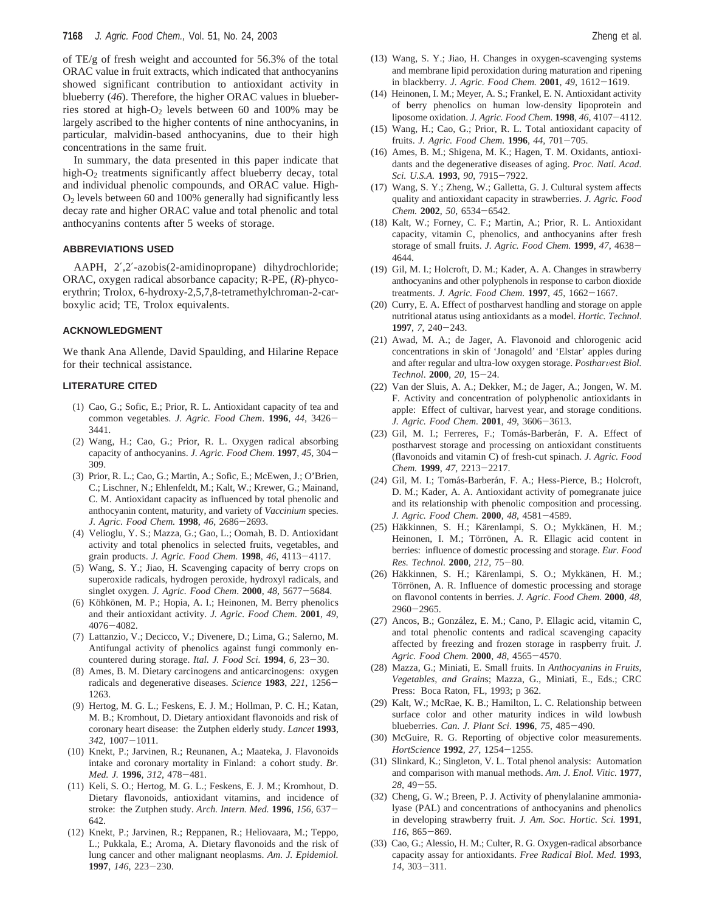of TE/g of fresh weight and accounted for 56.3% of the total ORAC value in fruit extracts, which indicated that anthocyanins showed significant contribution to antioxidant activity in blueberry (*46*). Therefore, the higher ORAC values in blueberries stored at high-$O_2$ levels between 60 and 100% may be largely ascribed to the higher contents of nine anthocyanins, in particular, malvidin-based anthocyanins, due to their high concentrations in the same fruit.

In summary, the data presented in this paper indicate that high-$O_2$ treatments significantly affect blueberry decay, total and individual phenolic compounds, and ORAC value. High-$O_2$ levels between 60 and 100% generally had significantly less decay rate and higher ORAC value and total phenolic and total anthocyanins contents after 5 weeks of storage.

## ABBREVIATIONS USED

AAPH, 2′,2′-azobis(2-amidinopropane) dihydrochloride; ORAC, oxygen radical absorbance capacity; R-PE, (*R*)-phycoerythrin; Trolox, 6-hydroxy-2,5,7,8-tetramethylchroman-2-carboxylic acid; TE, Trolox equivalents.

## ACKNOWLEDGMENT

We thank Ana Allende, David Spaulding, and Hilarine Repace for their technical assistance.

## LITERATURE CITED

(1) Cao, G.; Sofic, E.; Prior, R. L. Antioxidant capacity of tea and common vegetables. *J. Agric. Food Chem.* **1996**, *44*, 3426–3441.

(2) Wang, H.; Cao, G.; Prior, R. L. Oxygen radical absorbing capacity of anthocyanins. *J. Agric. Food Chem.* **1997**, *45*, 304–309.

(3) Prior, R. L.; Cao, G.; Martin, A.; Sofic, E.; McEwen, J.; O'Brien, C.; Lischner, N.; Ehlenfeldt, M.; Kalt, W.; Krewer, G.; Mainand, C. M. Antioxidant capacity as influenced by total phenolic and anthocyanin content, maturity, and variety of *Vaccinium* species. *J. Agric. Food Chem.* **1998**, *46*, 2686–2693.

(4) Velioglu, Y. S.; Mazza, G.; Gao, L.; Oomah, B. D. Antioxidant activity and total phenolics in selected fruits, vegetables, and grain products. *J. Agric. Food Chem.* **1998**, *46*, 4113–4117.

(5) Wang, S. Y.; Jiao, H. Scavenging capacity of berry crops on superoxide radicals, hydrogen peroxide, hydroxyl radicals, and singlet oxygen. *J. Agric. Food Chem.* **2000**, *48*, 5677–5684.

(6) Köhkönen, M. P.; Hopia, A. I.; Heinonen, M. Berry phenolics and their antioxidant activity. *J. Agric. Food Chem.* **2001**, *49*, 4076–4082.

(7) Lattanzio, V.; Decicco, V.; Divenere, D.; Lima, G.; Salerno, M. Antifungal activity of phenolics against fungi commonly encountered during storage. *Ital. J. Food Sci.* **1994**, *6*, 23–30.

(8) Ames, B. M. Dietary carcinogens and anticarcinogens: oxygen radicals and degenerative diseases. *Science* **1983**, *221*, 1256–1263.

(9) Hertog, M. G. L.; Feskens, E. J. M.; Hollman, P. C. H.; Katan, M. B.; Kromhout, D. Dietary antioxidant flavonoids and risk of coronary heart disease: the Zutphen elderly study. *Lancet* **1993**, *342*, 1007–1011.

(10) Knekt, P.; Jarvinen, R.; Reunanen, A.; Maateka, J. Flavonoids intake and coronary mortality in Finland: a cohort study. *Br. Med. J.* **1996**, *312*, 478–481.

(11) Keli, S. O.; Hertog, M. G. L.; Feskens, E. J. M.; Kromhout, D. Dietary flavonoids, antioxidant vitamins, and incidence of stroke: the Zutphen study. *Arch. Intern. Med.* **1996**, *156*, 637–642.

(12) Knekt, P.; Jarvinen, R.; Reppanen, R.; Heliovaara, M.; Teppo, L.; Pukkala, E.; Aroma, A. Dietary flavonoids and the risk of lung cancer and other malignant neoplasms. *Am. J. Epidemiol.* **1997**, *146*, 223–230.

(13) Wang, S. Y.; Jiao, H. Changes in oxygen-scavenging systems and membrane lipid peroxidation during maturation and ripening in blackberry. *J. Agric. Food Chem.* **2001**, *49*, 1612–1619.

(14) Heinonen, I. M.; Meyer, A. S.; Frankel, E. N. Antioxidant activity of berry phenolics on human low-density lipoprotein and liposome oxidation. *J. Agric. Food Chem.* **1998**, *46*, 4107–4112.

(15) Wang, H.; Cao, G.; Prior, R. L. Total antioxidant capacity of fruits. *J. Agric. Food Chem.* **1996**, *44*, 701–705.

(16) Ames, B. M.; Shigena, M. K.; Hagen, T. M. Oxidants, antioxidants and the degenerative diseases of aging. *Proc. Natl. Acad. Sci. U.S.A.* **1993**, *90*, 7915–7922.

(17) Wang, S. Y.; Zheng, W.; Galletta, G. J. Cultural system affects quality and antioxidant capacity in strawberries. *J. Agric. Food Chem.* **2002**, *50*, 6534–6542.

(18) Kalt, W.; Forney, C. F.; Martin, A.; Prior, R. L. Antioxidant capacity, vitamin C, phenolics, and anthocyanins after fresh storage of small fruits. *J. Agric. Food Chem.* **1999**, *47*, 4638–4644.

(19) Gil, M. I.; Holcroft, D. M.; Kader, A. A. Changes in strawberry anthocyanins and other polyphenols in response to carbon dioxide treatments. *J. Agric. Food Chem.* **1997**, *45*, 1662–1667.

(20) Curry, E. A. Effect of postharvest handling and storage on apple nutritional atatus using antioxidants as a model. *Hortic. Technol.* **1997**, *7*, 240–243.

(21) Awad, M. A.; de Jager, A. Flavonoid and chlorogenic acid concentrations in skin of 'Jonagold' and 'Elstar' apples during and after regular and ultra-low oxygen storage. *Postharvest Biol. Technol.* **2000**, *20*, 15–24.

(22) Van der Sluis, A. A.; Dekker, M.; de Jager, A.; Jongen, W. M. F. Activity and concentration of polyphenolic antioxidants in apple: Effect of cultivar, harvest year, and storage conditions. *J. Agric. Food Chem.* **2001**, *49*, 3606–3613.

(23) Gil, M. I.; Ferreres, F.; Tomás-Barberán, F. A. Effect of postharvest storage and processing on antioxidant constituents (flavonoids and vitamin C) of fresh-cut spinach. *J. Agric. Food Chem.* **1999**, *47*, 2213–2217.

(24) Gil, M. I.; Tomás-Barberán, F. A.; Hess-Pierce, B.; Holcroft, D. M.; Kader, A. A. Antioxidant activity of pomegranate juice and its relationship with phenolic composition and processing. *J. Agric. Food Chem.* **2000**, *48*, 4581–4589.

(25) Häkkinnen, S. H.; Kärenlampi, S. O.; Mykkänen, H. M.; Heinonen, I. M.; Törrönen, A. R. Ellagic acid content in berries: influence of domestic processing and storage. *Eur. Food Res. Technol.* **2000**, *212*, 75–80.

(26) Häkkinnen, S. H.; Kärenlampi, S. O.; Mykkänen, H. M.; Törrönen, A. R. Influence of domestic processing and storage on flavonol contents in berries. *J. Agric. Food Chem.* **2000**, *48*, 2960–2965.

(27) Ancos, B.; González, E. M.; Cano, P. Ellagic acid, vitamin C, and total phenolic contents and radical scavenging capacity affected by freezing and frozen storage in raspberry fruit. *J. Agric. Food Chem.* **2000**, *48*, 4565–4570.

(28) Mazza, G.; Miniati, E. Small fruits. In *Anthocyanins in Fruits, Vegetables, and Grains*; Mazza, G., Miniati, E., Eds.; CRC Press: Boca Raton, FL, 1993; p 362.

(29) Kalt, W.; McRae, K. B.; Hamilton, L. C. Relationship between surface color and other maturity indices in wild lowbush blueberries. *Can. J. Plant Sci.* **1996**, *75*, 485–490.

(30) McGuire, R. G. Reporting of objective color measurements. *HortScience* **1992**, *27*, 1254–1255.

(31) Slinkard, K.; Singleton, V. L. Total phenol analysis: Automation and comparison with manual methods. *Am. J. Enol. Vitic.* **1977**, *28*, 49–55.

(32) Cheng, G. W.; Breen, P. J. Activity of phenylalanine ammonialyase (PAL) and concentrations of anthocyanins and phenolics in developing strawberry fruit. *J. Am. Soc. Hortic. Sci.* **1991**, *116*, 865–869.

(33) Cao, G.; Alessio, H. M.; Culter, R. G. Oxygen-radical absorbance capacity assay for antioxidants. *Free Radical Biol. Med.* **1993**, *14*, 303–311.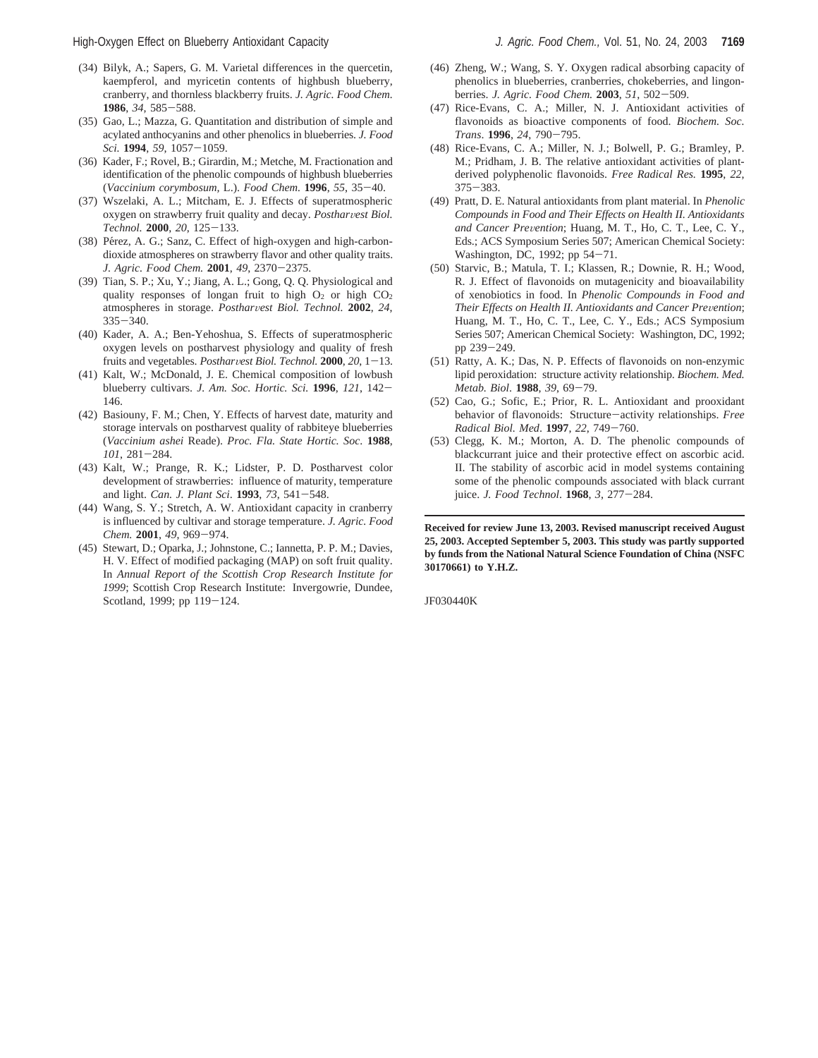(34) Bilyk, A.; Sapers, G. M. Varietal differences in the quercetin, kaempferol, and myricetin contents of highbush blueberry, cranberry, and thornless blackberry fruits. *J. Agric. Food Chem.* **1986**, *34*, 585−588.

(35) Gao, L.; Mazza, G. Quantitation and distribution of simple and acylated anthocyanins and other phenolics in blueberries. *J. Food Sci.* **1994**, *59*, 1057−1059.

(36) Kader, F.; Rovel, B.; Girardin, M.; Metche, M. Fractionation and identification of the phenolic compounds of highbush blueberries (*Vaccinium corymbosum*, L.). *Food Chem.* **1996**, *55*, 35−40.

(37) Wszelaki, A. L.; Mitcham, E. J. Effects of superatmospheric oxygen on strawberry fruit quality and decay. *Postharvest Biol. Technol.* **2000**, *20*, 125−133.

(38) Pérez, A. G.; Sanz, C. Effect of high-oxygen and high-carbon-dioxide atmospheres on strawberry flavor and other quality traits. *J. Agric. Food Chem.* **2001**, *49*, 2370−2375.

(39) Tian, S. P.; Xu, Y.; Jiang, A. L.; Gong, Q. Q. Physiological and quality responses of longan fruit to high $O_2$ or high $CO_2$ atmospheres in storage. *Postharvest Biol. Technol.* **2002**, *24*, 335−340.

(40) Kader, A. A.; Ben-Yehoshua, S. Effects of superatmospheric oxygen levels on postharvest physiology and quality of fresh fruits and vegetables. *Postharvest Biol. Technol.* **2000**, *20*, 1−13.

(41) Kalt, W.; McDonald, J. E. Chemical composition of lowbush blueberry cultivars. *J. Am. Soc. Hortic. Sci.* **1996**, *121*, 142−146.

(42) Basiouny, F. M.; Chen, Y. Effects of harvest date, maturity and storage intervals on postharvest quality of rabbiteye blueberries (*Vaccinium ashei* Reade). *Proc. Fla. State Hortic. Soc.* **1988**, *101*, 281−284.

(43) Kalt, W.; Prange, R. K.; Lidster, P. D. Postharvest color development of strawberries: influence of maturity, temperature and light. *Can. J. Plant Sci.* **1993**, *73*, 541−548.

(44) Wang, S. Y.; Stretch, A. W. Antioxidant capacity in cranberry is influenced by cultivar and storage temperature. *J. Agric. Food Chem.* **2001**, *49*, 969−974.

(45) Stewart, D.; Oparka, J.; Johnstone, C.; Iannetta, P. P. M.; Davies, H. V. Effect of modified packaging (MAP) on soft fruit quality. In *Annual Report of the Scottish Crop Research Institute for 1999*; Scottish Crop Research Institute: Invergowrie, Dundee, Scotland, 1999; pp 119−124.

(46) Zheng, W.; Wang, S. Y. Oxygen radical absorbing capacity of phenolics in blueberries, cranberries, chokeberries, and lingonberries. *J. Agric. Food Chem.* **2003**, *51*, 502−509.

(47) Rice-Evans, C. A.; Miller, N. J. Antioxidant activities of flavonoids as bioactive components of food. *Biochem. Soc. Trans.* **1996**, *24*, 790−795.

(48) Rice-Evans, C. A.; Miller, N. J.; Bolwell, P. G.; Bramley, P. M.; Pridham, J. B. The relative antioxidant activities of plant-derived polyphenolic flavonoids. *Free Radical Res.* **1995**, *22*, 375−383.

(49) Pratt, D. E. Natural antioxidants from plant material. In *Phenolic Compounds in Food and Their Effects on Health II. Antioxidants and Cancer Prevention*; Huang, M. T., Ho, C. T., Lee, C. Y., Eds.; ACS Symposium Series 507; American Chemical Society: Washington, DC, 1992; pp 54−71.

(50) Starvic, B.; Matula, T. I.; Klassen, R.; Downie, R. H.; Wood, R. J. Effect of flavonoids on mutagenicity and bioavailability of xenobiotics in food. In *Phenolic Compounds in Food and Their Effects on Health II. Antioxidants and Cancer Prevention*; Huang, M. T., Ho, C. T., Lee, C. Y., Eds.; ACS Symposium Series 507; American Chemical Society: Washington, DC, 1992; pp 239−249.

(51) Ratty, A. K.; Das, N. P. Effects of flavonoids on non-enzymic lipid peroxidation: structure activity relationship. *Biochem. Med. Metab. Biol.* **1988**, *39*, 69−79.

(52) Cao, G.; Sofic, E.; Prior, R. L. Antioxidant and prooxidant behavior of flavonoids: Structure−activity relationships. *Free Radical Biol. Med.* **1997**, *22*, 749−760.

(53) Clegg, K. M.; Morton, A. D. The phenolic compounds of blackcurrant juice and their protective effect on ascorbic acid. II. The stability of ascorbic acid in model systems containing some of the phenolic compounds associated with black currant juice. *J. Food Technol.* **1968**, *3*, 277−284.

---

**Received for review June 13, 2003. Revised manuscript received August 25, 2003. Accepted September 5, 2003. This study was partly supported by funds from the National Natural Science Foundation of China (NSFC 30170661) to Y.H.Z.**

JF030440K